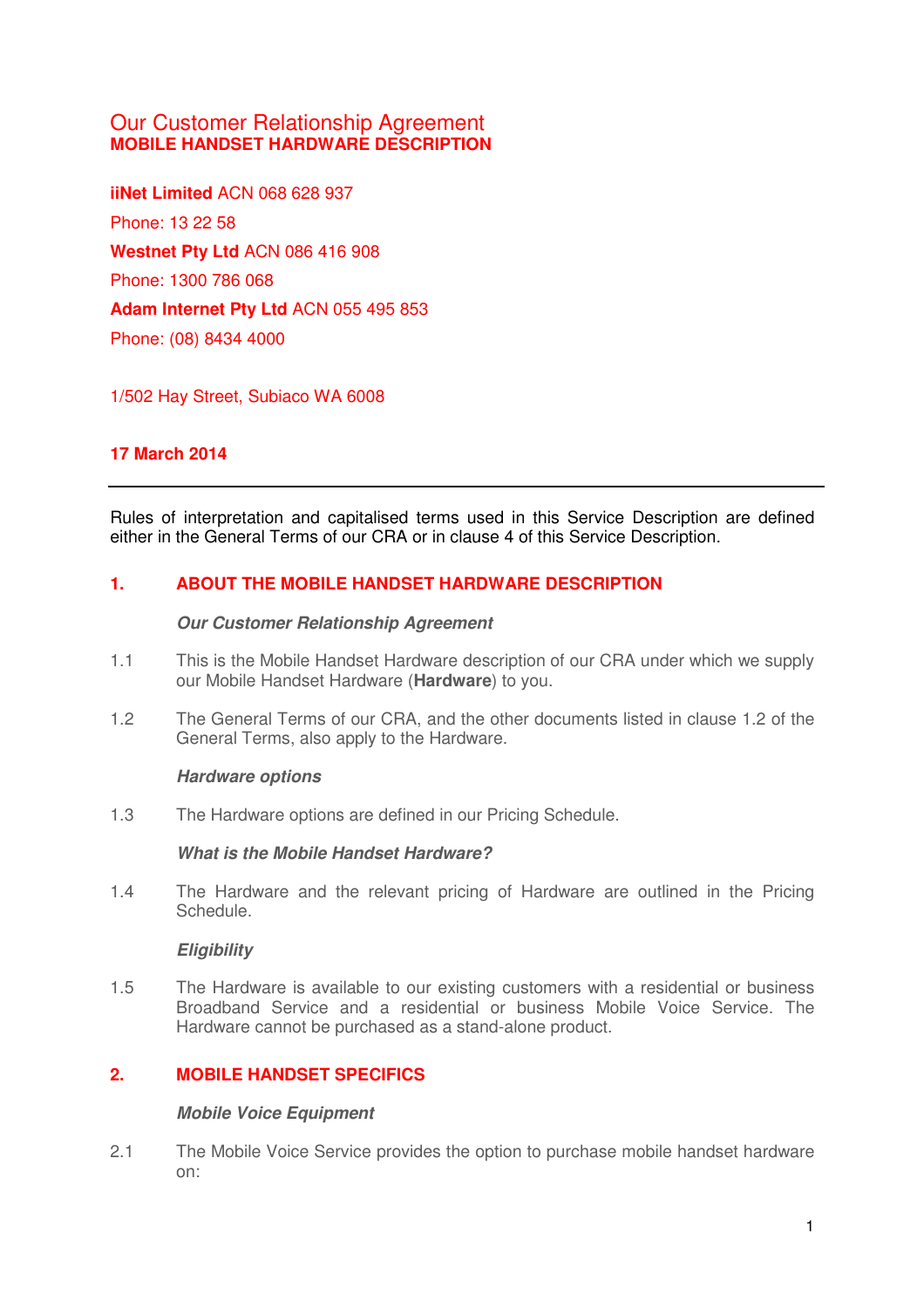# Our Customer Relationship Agreement
## MOBILE HANDSET HARDWARE DESCRIPTION

**iiNet Limited** ACN 068 628 937

Phone: 13 22 58

**Westnet Pty Ltd** ACN 086 416 908

Phone: 1300 786 068

**Adam Internet Pty Ltd** ACN 055 495 853

Phone: (08) 8434 4000

1/502 Hay Street, Subiaco WA 6008

**17 March 2014**

---

Rules of interpretation and capitalised terms used in this Service Description are defined either in the General Terms of our CRA or in clause 4 of this Service Description.

## 1. ABOUT THE MOBILE HANDSET HARDWARE DESCRIPTION

***Our Customer Relationship Agreement***

1.1 This is the Mobile Handset Hardware description of our CRA under which we supply our Mobile Handset Hardware (**Hardware**) to you.

1.2 The General Terms of our CRA, and the other documents listed in clause 1.2 of the General Terms, also apply to the Hardware.

***Hardware options***

1.3 The Hardware options are defined in our Pricing Schedule.

***What is the Mobile Handset Hardware?***

1.4 The Hardware and the relevant pricing of Hardware are outlined in the Pricing Schedule.

***Eligibility***

1.5 The Hardware is available to our existing customers with a residential or business Broadband Service and a residential or business Mobile Voice Service. The Hardware cannot be purchased as a stand-alone product.

## 2. MOBILE HANDSET SPECIFICS

***Mobile Voice Equipment***

2.1 The Mobile Voice Service provides the option to purchase mobile handset hardware on: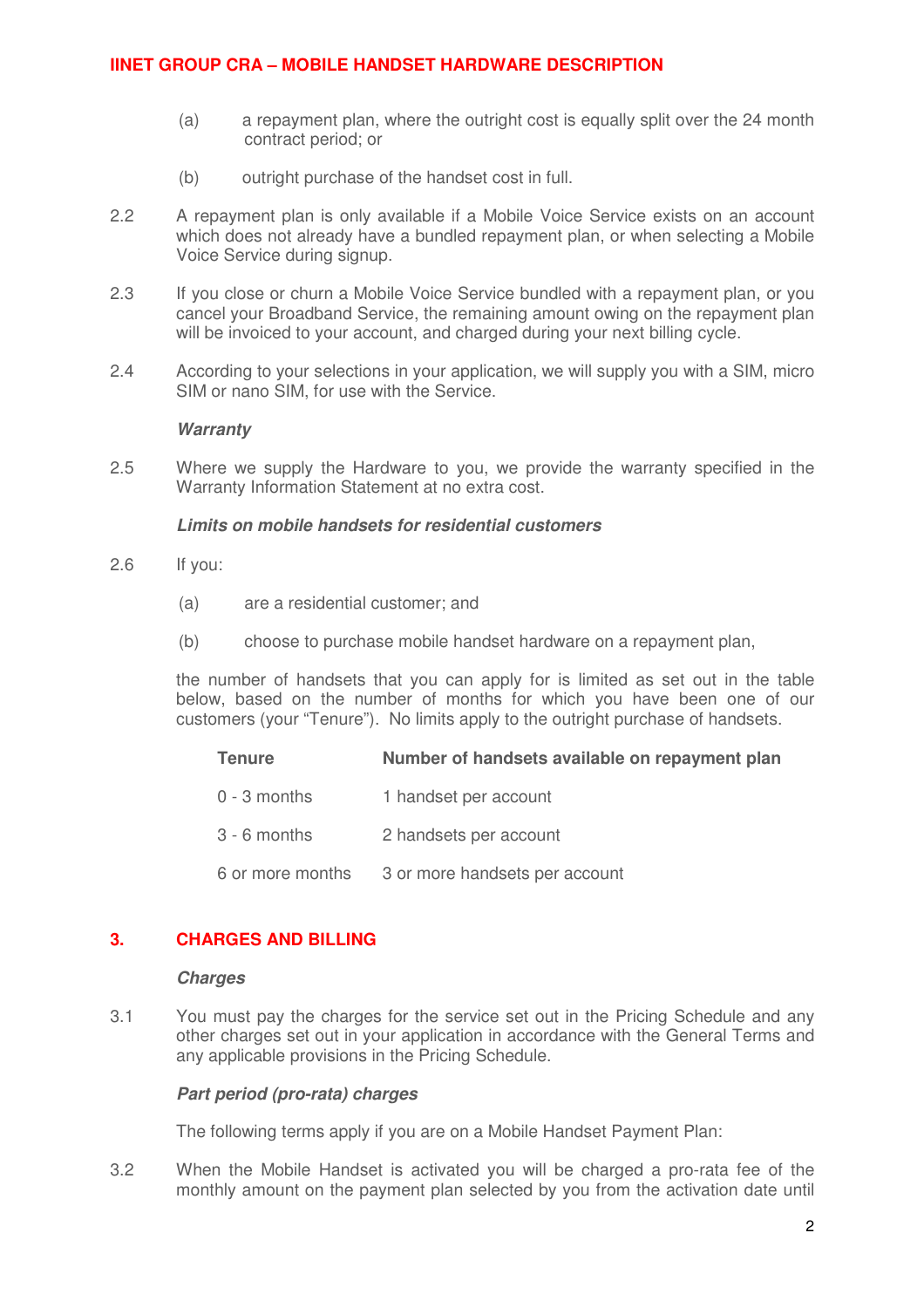(a) a repayment plan, where the outright cost is equally split over the 24 month contract period; or

(b) outright purchase of the handset cost in full.

2.2 A repayment plan is only available if a Mobile Voice Service exists on an account which does not already have a bundled repayment plan, or when selecting a Mobile Voice Service during signup.

2.3 If you close or churn a Mobile Voice Service bundled with a repayment plan, or you cancel your Broadband Service, the remaining amount owing on the repayment plan will be invoiced to your account, and charged during your next billing cycle.

2.4 According to your selections in your application, we will supply you with a SIM, micro SIM or nano SIM, for use with the Service.

***Warranty***

2.5 Where we supply the Hardware to you, we provide the warranty specified in the Warranty Information Statement at no extra cost.

***Limits on mobile handsets for residential customers***

2.6 If you:

(a) are a residential customer; and

(b) choose to purchase mobile handset hardware on a repayment plan,

the number of handsets that you can apply for is limited as set out in the table below, based on the number of months for which you have been one of our customers (your "Tenure"). No limits apply to the outright purchase of handsets.

| Tenure | Number of handsets available on repayment plan |
|---|---|
| 0 - 3 months | 1 handset per account |
| 3 - 6 months | 2 handsets per account |
| 6 or more months | 3 or more handsets per account |

## 3. CHARGES AND BILLING

***Charges***

3.1 You must pay the charges for the service set out in the Pricing Schedule and any other charges set out in your application in accordance with the General Terms and any applicable provisions in the Pricing Schedule.

***Part period (pro-rata) charges***

The following terms apply if you are on a Mobile Handset Payment Plan:

3.2 When the Mobile Handset is activated you will be charged a pro-rata fee of the monthly amount on the payment plan selected by you from the activation date until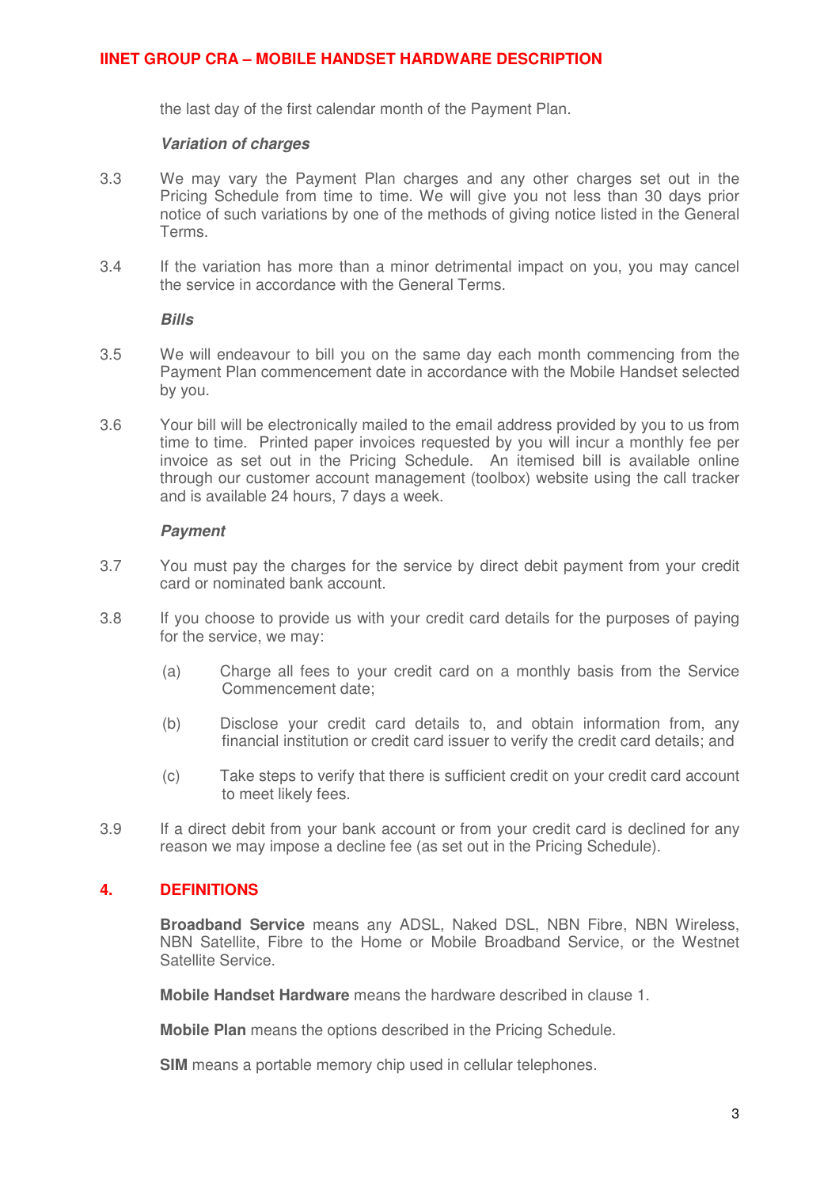the last day of the first calendar month of the Payment Plan.

***Variation of charges***

3.3 We may vary the Payment Plan charges and any other charges set out in the Pricing Schedule from time to time. We will give you not less than 30 days prior notice of such variations by one of the methods of giving notice listed in the General Terms.

3.4 If the variation has more than a minor detrimental impact on you, you may cancel the service in accordance with the General Terms.

***Bills***

3.5 We will endeavour to bill you on the same day each month commencing from the Payment Plan commencement date in accordance with the Mobile Handset selected by you.

3.6 Your bill will be electronically mailed to the email address provided by you to us from time to time. Printed paper invoices requested by you will incur a monthly fee per invoice as set out in the Pricing Schedule. An itemised bill is available online through our customer account management (toolbox) website using the call tracker and is available 24 hours, 7 days a week.

***Payment***

3.7 You must pay the charges for the service by direct debit payment from your credit card or nominated bank account.

3.8 If you choose to provide us with your credit card details for the purposes of paying for the service, we may:

(a) Charge all fees to your credit card on a monthly basis from the Service Commencement date;

(b) Disclose your credit card details to, and obtain information from, any financial institution or credit card issuer to verify the credit card details; and

(c) Take steps to verify that there is sufficient credit on your credit card account to meet likely fees.

3.9 If a direct debit from your bank account or from your credit card is declined for any reason we may impose a decline fee (as set out in the Pricing Schedule).

## 4. DEFINITIONS

**Broadband Service** means any ADSL, Naked DSL, NBN Fibre, NBN Wireless, NBN Satellite, Fibre to the Home or Mobile Broadband Service, or the Westnet Satellite Service.

**Mobile Handset Hardware** means the hardware described in clause 1.

**Mobile Plan** means the options described in the Pricing Schedule.

**SIM** means a portable memory chip used in cellular telephones.